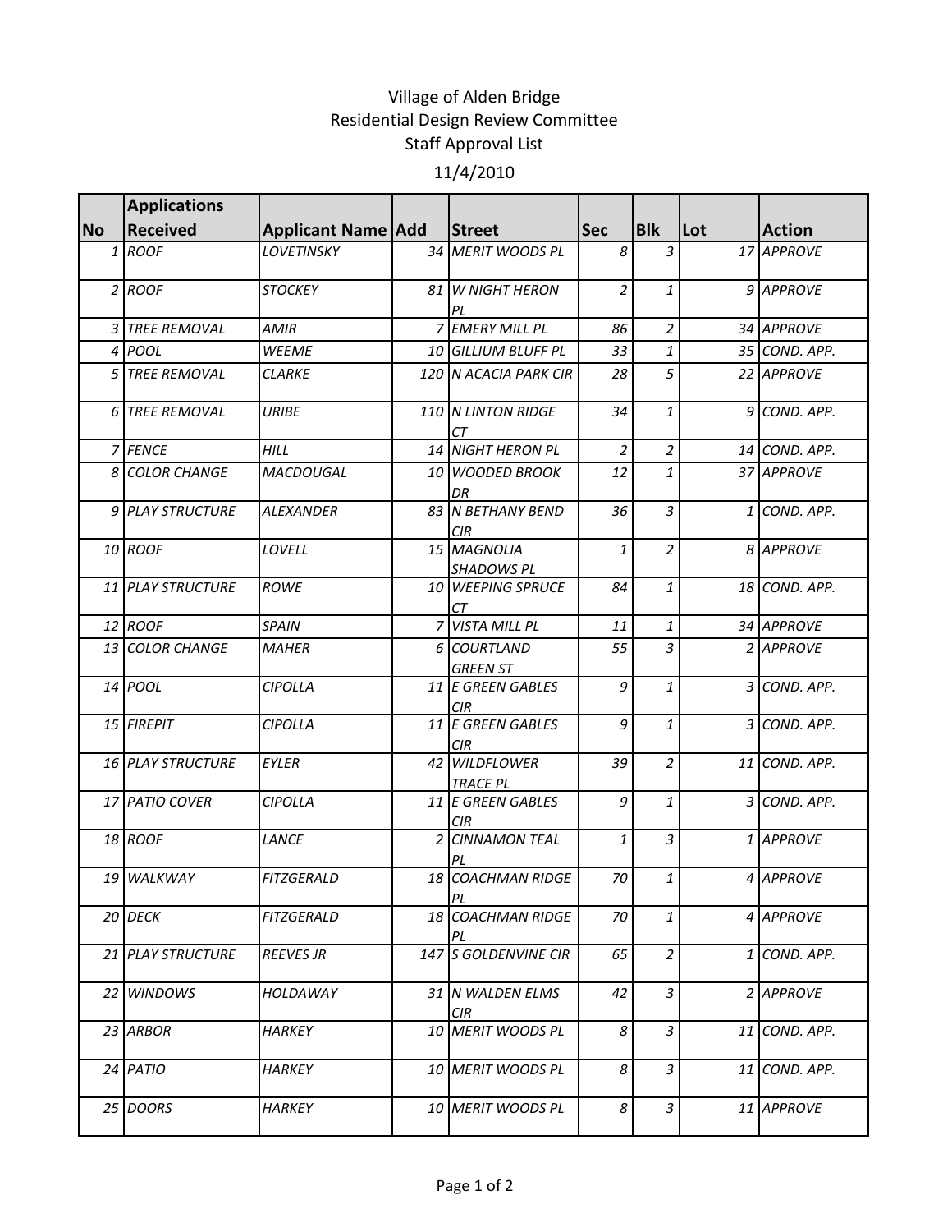Village of Alden Bridge
Residential Design Review Committee
Staff Approval List
11/4/2010

| No | Applications Received | Applicant Name | Add | Street | Sec | Blk | Lot | Action |
|---|---|---|---|---|---|---|---|---|
| 1 | *ROOF* | *LOVETINSKY* | 34 | *MERIT WOODS PL* | 8 | 3 | 17 | *APPROVE* |
| 2 | *ROOF* | *STOCKEY* | 81 | *W NIGHT HERON PL* | 2 | 1 | 9 | *APPROVE* |
| 3 | *TREE REMOVAL* | *AMIR* | 7 | *EMERY MILL PL* | 86 | 2 | 34 | *APPROVE* |
| 4 | *POOL* | *WEEME* | 10 | *GILLIUM BLUFF PL* | 33 | 1 | 35 | *COND. APP.* |
| 5 | *TREE REMOVAL* | *CLARKE* | 120 | *N ACACIA PARK CIR* | 28 | 5 | 22 | *APPROVE* |
| 6 | *TREE REMOVAL* | *URIBE* | 110 | *N LINTON RIDGE CT* | 34 | 1 | 9 | *COND. APP.* |
| 7 | *FENCE* | *HILL* | 14 | *NIGHT HERON PL* | 2 | 2 | 14 | *COND. APP.* |
| 8 | *COLOR CHANGE* | *MACDOUGAL* | 10 | *WOODED BROOK DR* | 12 | 1 | 37 | *APPROVE* |
| 9 | *PLAY STRUCTURE* | *ALEXANDER* | 83 | *N BETHANY BEND CIR* | 36 | 3 | 1 | *COND. APP.* |
| 10 | *ROOF* | *LOVELL* | 15 | *MAGNOLIA SHADOWS PL* | 1 | 2 | 8 | *APPROVE* |
| 11 | *PLAY STRUCTURE* | *ROWE* | 10 | *WEEPING SPRUCE CT* | 84 | 1 | 18 | *COND. APP.* |
| 12 | *ROOF* | *SPAIN* | 7 | *VISTA MILL PL* | 11 | 1 | 34 | *APPROVE* |
| 13 | *COLOR CHANGE* | *MAHER* | 6 | *COURTLAND GREEN ST* | 55 | 3 | 2 | *APPROVE* |
| 14 | *POOL* | *CIPOLLA* | 11 | *E GREEN GABLES CIR* | 9 | 1 | 3 | *COND. APP.* |
| 15 | *FIREPIT* | *CIPOLLA* | 11 | *E GREEN GABLES CIR* | 9 | 1 | 3 | *COND. APP.* |
| 16 | *PLAY STRUCTURE* | *EYLER* | 42 | *WILDFLOWER TRACE PL* | 39 | 2 | 11 | *COND. APP.* |
| 17 | *PATIO COVER* | *CIPOLLA* | 11 | *E GREEN GABLES CIR* | 9 | 1 | 3 | *COND. APP.* |
| 18 | *ROOF* | *LANCE* | 2 | *CINNAMON TEAL PL* | 1 | 3 | 1 | *APPROVE* |
| 19 | *WALKWAY* | *FITZGERALD* | 18 | *COACHMAN RIDGE PL* | 70 | 1 | 4 | *APPROVE* |
| 20 | *DECK* | *FITZGERALD* | 18 | *COACHMAN RIDGE PL* | 70 | 1 | 4 | *APPROVE* |
| 21 | *PLAY STRUCTURE* | *REEVES JR* | 147 | *S GOLDENVINE CIR* | 65 | 2 | 1 | *COND. APP.* |
| 22 | *WINDOWS* | *HOLDAWAY* | 31 | *N WALDEN ELMS CIR* | 42 | 3 | 2 | *APPROVE* |
| 23 | *ARBOR* | *HARKEY* | 10 | *MERIT WOODS PL* | 8 | 3 | 11 | *COND. APP.* |
| 24 | *PATIO* | *HARKEY* | 10 | *MERIT WOODS PL* | 8 | 3 | 11 | *COND. APP.* |
| 25 | *DOORS* | *HARKEY* | 10 | *MERIT WOODS PL* | 8 | 3 | 11 | *APPROVE* |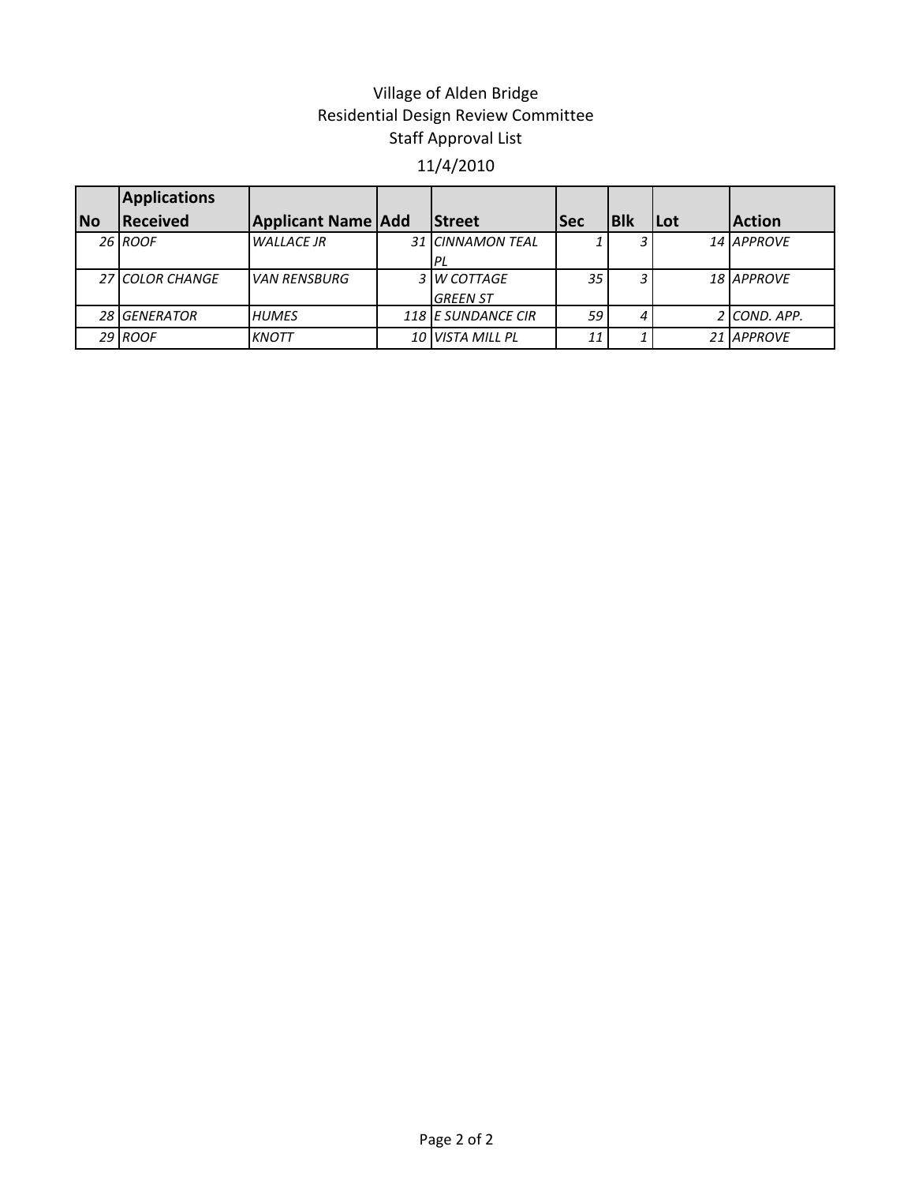# Village of Alden Bridge
## Residential Design Review Committee
### Staff Approval List
### 11/4/2010

| No | Applications Received | Applicant Name | Add | Street | Sec | Blk | Lot | Action |
|---|---|---|---|---|---|---|---|---|
| *26* | *ROOF* | *WALLACE JR* | *31* | *CINNAMON TEAL PL* | *1* | *3* | *14* | *APPROVE* |
| *27* | *COLOR CHANGE* | *VAN RENSBURG* | *3* | *W COTTAGE GREEN ST* | *35* | *3* | *18* | *APPROVE* |
| *28* | *GENERATOR* | *HUMES* | *118* | *E SUNDANCE CIR* | *59* | *4* | *2* | *COND. APP.* |
| *29* | *ROOF* | *KNOTT* | *10* | *VISTA MILL PL* | *11* | *1* | *21* | *APPROVE* |